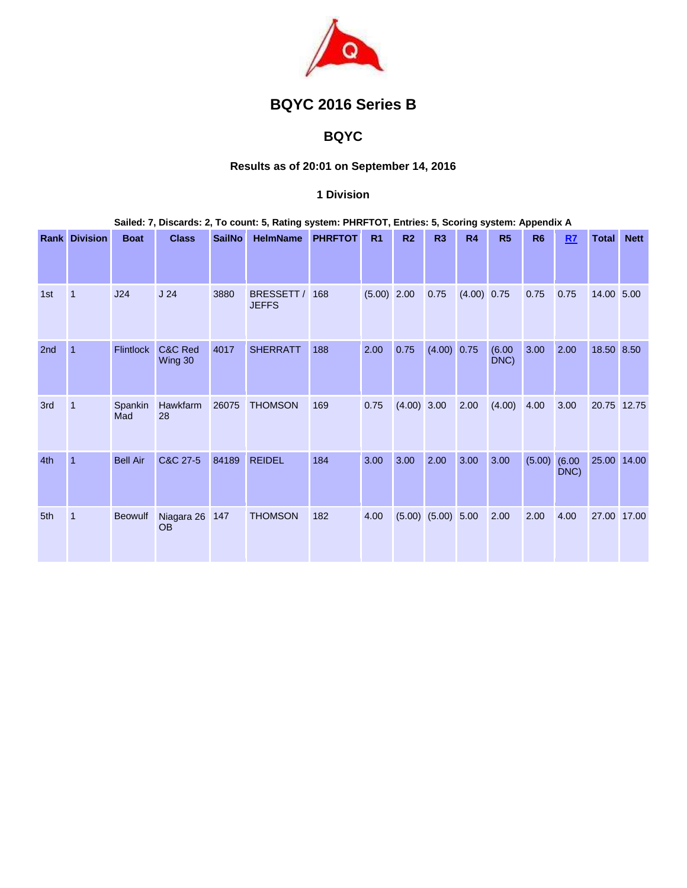# BQYC 2016 Series B

## BQYC

### Results as of 20:01 on September 14, 2016

### 1 Division

**Sailed: 7, Discards: 2, To count: 5, Rating system: PHRFTOT, Entries: 5, Scoring system: Appendix A**

| Rank | Division | Boat | Class | SailNo | HelmName | PHRFTOT | R1 | R2 | R3 | R4 | R5 | R6 | R7 | Total | Nett |
|---|---|---|---|---|---|---|---|---|---|---|---|---|---|---|---|
| 1st | 1 | J24 | J 24 | 3880 | BRESSETT / JEFFS | 168 | (5.00) | 2.00 | 0.75 | (4.00) | 0.75 | 0.75 | 0.75 | 14.00 | 5.00 |
| 2nd | 1 | Flintlock | C&C Red Wing 30 | 4017 | SHERRATT | 188 | 2.00 | 0.75 | (4.00) | 0.75 | (6.00 DNC) | 3.00 | 2.00 | 18.50 | 8.50 |
| 3rd | 1 | Spankin Mad | Hawkfarm 28 | 26075 | THOMSON | 169 | 0.75 | (4.00) | 3.00 | 2.00 | (4.00) | 4.00 | 3.00 | 20.75 | 12.75 |
| 4th | 1 | Bell Air | C&C 27-5 | 84189 | REIDEL | 184 | 3.00 | 3.00 | 2.00 | 3.00 | 3.00 | (5.00) | (6.00 DNC) | 25.00 | 14.00 |
| 5th | 1 | Beowulf | Niagara 26 OB | 147 | THOMSON | 182 | 4.00 | (5.00) | (5.00) | 5.00 | 2.00 | 2.00 | 4.00 | 27.00 | 17.00 |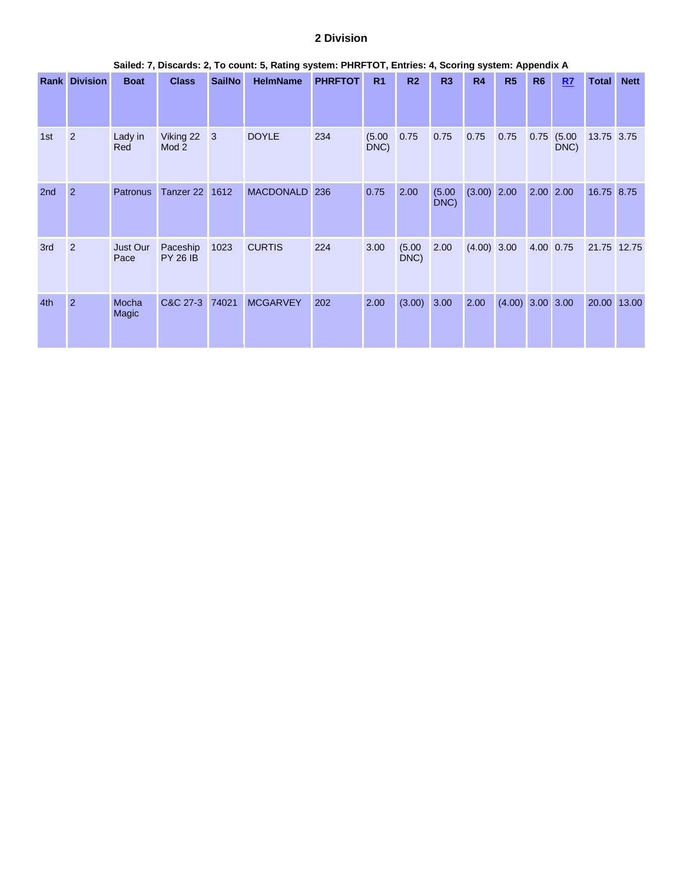## 2 Division

**Sailed: 7, Discards: 2, To count: 5, Rating system: PHRFTOT, Entries: 4, Scoring system: Appendix A**

| Rank | Division | Boat | Class | SailNo | HelmName | PHRFTOT | R1 | R2 | R3 | R4 | R5 | R6 | R7 | Total | Nett |
|---|---|---|---|---|---|---|---|---|---|---|---|---|---|---|---|
| 1st | 2 | Lady in Red | Viking 22 Mod 2 | 3 | DOYLE | 234 | (5.00 DNC) | 0.75 | 0.75 | 0.75 | 0.75 | 0.75 | (5.00 DNC) | 13.75 | 3.75 |
| 2nd | 2 | Patronus | Tanzer 22 | 1612 | MACDONALD | 236 | 0.75 | 2.00 | (5.00 DNC) | (3.00) | 2.00 | 2.00 | 2.00 | 16.75 | 8.75 |
| 3rd | 2 | Just Our Pace | Paceship PY 26 IB | 1023 | CURTIS | 224 | 3.00 | (5.00 DNC) | 2.00 | (4.00) | 3.00 | 4.00 | 0.75 | 21.75 | 12.75 |
| 4th | 2 | Mocha Magic | C&C 27-3 | 74021 | MCGARVEY | 202 | 2.00 | (3.00) | 3.00 | 2.00 | (4.00) | 3.00 | 3.00 | 20.00 | 13.00 |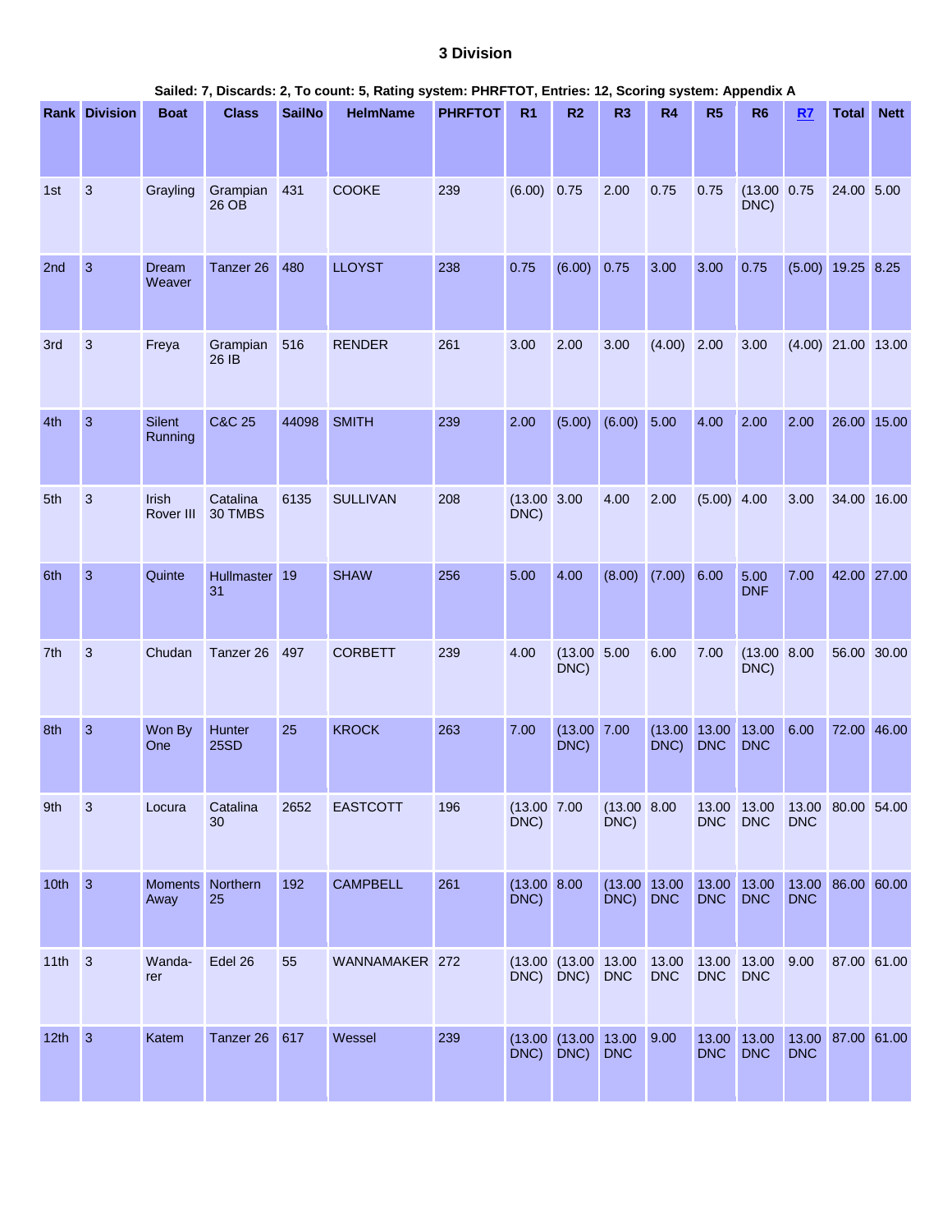### 3 Division

**Sailed: 7, Discards: 2, To count: 5, Rating system: PHRFTOT, Entries: 12, Scoring system: Appendix A**

| Rank | Division | Boat | Class | SailNo | HelmName | PHRFTOT | R1 | R2 | R3 | R4 | R5 | R6 | R7 | Total | Nett |
|---|---|---|---|---|---|---|---|---|---|---|---|---|---|---|---|
| 1st | 3 | Grayling | Grampian 26 OB | 431 | COOKE | 239 | (6.00) | 0.75 | 2.00 | 0.75 | 0.75 | (13.00 DNC) | 0.75 | 24.00 | 5.00 |
| 2nd | 3 | Dream Weaver | Tanzer 26 | 480 | LLOYST | 238 | 0.75 | (6.00) | 0.75 | 3.00 | 3.00 | 0.75 | (5.00) | 19.25 | 8.25 |
| 3rd | 3 | Freya | Grampian 26 IB | 516 | RENDER | 261 | 3.00 | 2.00 | 3.00 | (4.00) | 2.00 | 3.00 | (4.00) | 21.00 | 13.00 |
| 4th | 3 | Silent Running | C&C 25 | 44098 | SMITH | 239 | 2.00 | (5.00) | (6.00) | 5.00 | 4.00 | 2.00 | 2.00 | 26.00 | 15.00 |
| 5th | 3 | Irish Rover III | Catalina 30 TMBS | 6135 | SULLIVAN | 208 | (13.00 DNC) | 3.00 | 4.00 | 2.00 | (5.00) | 4.00 | 3.00 | 34.00 | 16.00 |
| 6th | 3 | Quinte | Hullmaster 31 | 19 | SHAW | 256 | 5.00 | 4.00 | (8.00) | (7.00) | 6.00 | 5.00 DNF | 7.00 | 42.00 | 27.00 |
| 7th | 3 | Chudan | Tanzer 26 | 497 | CORBETT | 239 | 4.00 | (13.00 DNC) | 5.00 | 6.00 | 7.00 | (13.00 DNC) | 8.00 | 56.00 | 30.00 |
| 8th | 3 | Won By One | Hunter 25SD | 25 | KROCK | 263 | 7.00 | (13.00 DNC) | 7.00 | (13.00 DNC) | 13.00 DNC | 13.00 DNC | 6.00 | 72.00 | 46.00 |
| 9th | 3 | Locura | Catalina 30 | 2652 | EASTCOTT | 196 | (13.00 DNC) | 7.00 | (13.00 DNC) | 8.00 | 13.00 DNC | 13.00 DNC | 13.00 DNC | 80.00 | 54.00 |
| 10th | 3 | Moments Away | Northern 25 | 192 | CAMPBELL | 261 | (13.00 DNC) | 8.00 | (13.00 DNC) | 13.00 DNC | 13.00 DNC | 13.00 DNC | 13.00 DNC | 86.00 | 60.00 |
| 11th | 3 | Wanda-rer | Edel 26 | 55 | WANNAMAKER | 272 | (13.00 DNC) | (13.00 DNC) | 13.00 DNC | 13.00 DNC | 13.00 DNC | 13.00 DNC | 9.00 | 87.00 | 61.00 |
| 12th | 3 | Katem | Tanzer 26 | 617 | Wessel | 239 | (13.00 DNC) | (13.00 DNC) | 13.00 DNC | 9.00 | 13.00 DNC | 13.00 DNC | 13.00 DNC | 87.00 | 61.00 |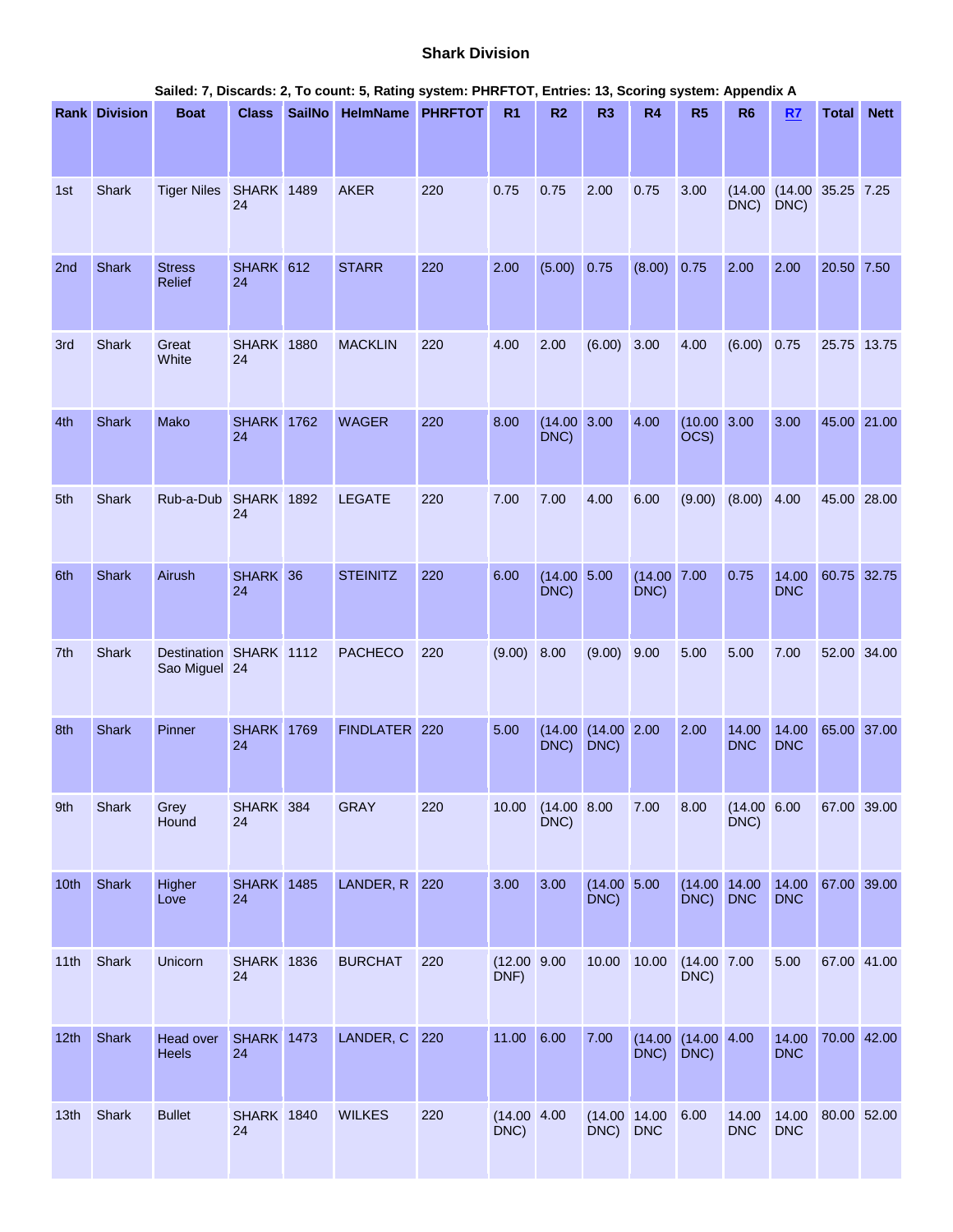### Shark Division

**Sailed: 7, Discards: 2, To count: 5, Rating system: PHRFTOT, Entries: 13, Scoring system: Appendix A**

| Rank | Division | Boat | Class | SailNo | HelmName | PHRFTOT | R1 | R2 | R3 | R4 | R5 | R6 | R7 | Total | Nett |
|---|---|---|---|---|---|---|---|---|---|---|---|---|---|---|---|
| 1st | Shark | Tiger Niles | SHARK 24 | 1489 | AKER | 220 | 0.75 | 0.75 | 2.00 | 0.75 | 3.00 | (14.00 DNC) | (14.00 DNC) | 35.25 | 7.25 |
| 2nd | Shark | Stress Relief | SHARK 24 | 612 | STARR | 220 | 2.00 | (5.00) | 0.75 | (8.00) | 0.75 | 2.00 | 2.00 | 20.50 | 7.50 |
| 3rd | Shark | Great White | SHARK 24 | 1880 | MACKLIN | 220 | 4.00 | 2.00 | (6.00) | 3.00 | 4.00 | (6.00) | 0.75 | 25.75 | 13.75 |
| 4th | Shark | Mako | SHARK 24 | 1762 | WAGER | 220 | 8.00 | (14.00 DNC) | 3.00 | 4.00 | (10.00 OCS) | 3.00 | 3.00 | 45.00 | 21.00 |
| 5th | Shark | Rub-a-Dub | SHARK 24 | 1892 | LEGATE | 220 | 7.00 | 7.00 | 4.00 | 6.00 | (9.00) | (8.00) | 4.00 | 45.00 | 28.00 |
| 6th | Shark | Airush | SHARK 24 | 36 | STEINITZ | 220 | 6.00 | (14.00 DNC) | 5.00 | (14.00 DNC) | 7.00 | 0.75 | 14.00 DNC | 60.75 | 32.75 |
| 7th | Shark | Destination Sao Miguel | SHARK 24 | 1112 | PACHECO | 220 | (9.00) | 8.00 | (9.00) | 9.00 | 5.00 | 5.00 | 7.00 | 52.00 | 34.00 |
| 8th | Shark | Pinner | SHARK 24 | 1769 | FINDLATER | 220 | 5.00 | (14.00 DNC) | (14.00 DNC) | 2.00 | 2.00 | 14.00 DNC | 14.00 DNC | 65.00 | 37.00 |
| 9th | Shark | Grey Hound | SHARK 24 | 384 | GRAY | 220 | 10.00 | (14.00 DNC) | 8.00 | 7.00 | 8.00 | (14.00 DNC) | 6.00 | 67.00 | 39.00 |
| 10th | Shark | Higher Love | SHARK 24 | 1485 | LANDER, R | 220 | 3.00 | 3.00 | (14.00 DNC) | 5.00 | (14.00 DNC) | 14.00 DNC | 14.00 DNC | 67.00 | 39.00 |
| 11th | Shark | Unicorn | SHARK 24 | 1836 | BURCHAT | 220 | (12.00 DNF) | 9.00 | 10.00 | 10.00 | (14.00 DNC) | 7.00 | 5.00 | 67.00 | 41.00 |
| 12th | Shark | Head over Heels | SHARK 24 | 1473 | LANDER, C | 220 | 11.00 | 6.00 | 7.00 | (14.00 DNC) | (14.00 DNC) | 4.00 | 14.00 DNC | 70.00 | 42.00 |
| 13th | Shark | Bullet | SHARK 24 | 1840 | WILKES | 220 | (14.00 DNC) | 4.00 | (14.00 DNC) | 14.00 DNC | 6.00 | 14.00 DNC | 14.00 DNC | 80.00 | 52.00 |